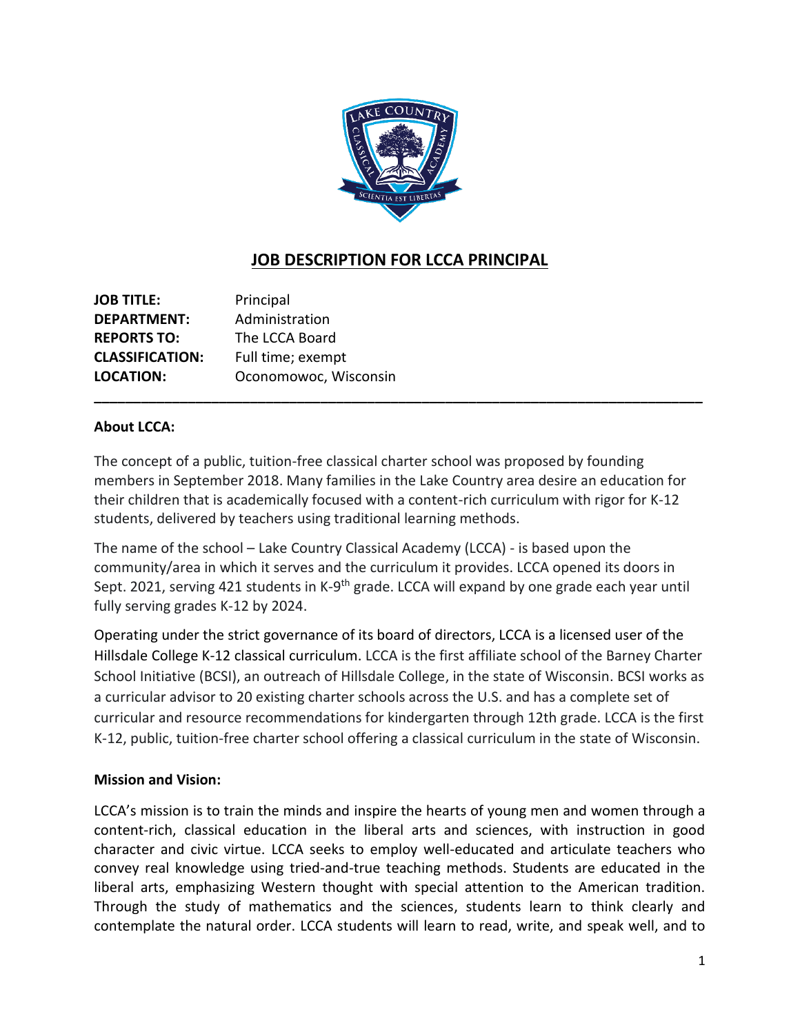# JOB DESCRIPTION FOR LCCA PRINCIPAL

**JOB TITLE:** Principal
**DEPARTMENT:** Administration
**REPORTS TO:** The LCCA Board
**CLASSIFICATION:** Full time; exempt
**LOCATION:** Oconomowoc, Wisconsin

---

**About LCCA:**

The concept of a public, tuition-free classical charter school was proposed by founding members in September 2018. Many families in the Lake Country area desire an education for their children that is academically focused with a content-rich curriculum with rigor for K-12 students, delivered by teachers using traditional learning methods.

The name of the school – Lake Country Classical Academy (LCCA) - is based upon the community/area in which it serves and the curriculum it provides. LCCA opened its doors in Sept. 2021, serving 421 students in K-9th grade. LCCA will expand by one grade each year until fully serving grades K-12 by 2024.

Operating under the strict governance of its board of directors, LCCA is a licensed user of the Hillsdale College K-12 classical curriculum. LCCA is the first affiliate school of the Barney Charter School Initiative (BCSI), an outreach of Hillsdale College, in the state of Wisconsin. BCSI works as a curricular advisor to 20 existing charter schools across the U.S. and has a complete set of curricular and resource recommendations for kindergarten through 12th grade. LCCA is the first K-12, public, tuition-free charter school offering a classical curriculum in the state of Wisconsin.

**Mission and Vision:**

LCCA's mission is to train the minds and inspire the hearts of young men and women through a content-rich, classical education in the liberal arts and sciences, with instruction in good character and civic virtue. LCCA seeks to employ well-educated and articulate teachers who convey real knowledge using tried-and-true teaching methods. Students are educated in the liberal arts, emphasizing Western thought with special attention to the American tradition. Through the study of mathematics and the sciences, students learn to think clearly and contemplate the natural order. LCCA students will learn to read, write, and speak well, and to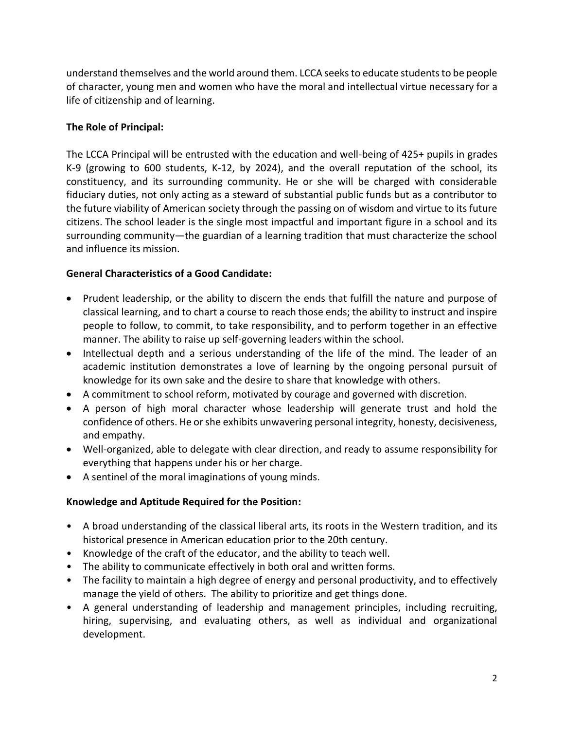understand themselves and the world around them. LCCA seeks to educate students to be people of character, young men and women who have the moral and intellectual virtue necessary for a life of citizenship and of learning.

**The Role of Principal:**

The LCCA Principal will be entrusted with the education and well-being of 425+ pupils in grades K-9 (growing to 600 students, K-12, by 2024), and the overall reputation of the school, its constituency, and its surrounding community. He or she will be charged with considerable fiduciary duties, not only acting as a steward of substantial public funds but as a contributor to the future viability of American society through the passing on of wisdom and virtue to its future citizens. The school leader is the single most impactful and important figure in a school and its surrounding community—the guardian of a learning tradition that must characterize the school and influence its mission.

**General Characteristics of a Good Candidate:**

- Prudent leadership, or the ability to discern the ends that fulfill the nature and purpose of classical learning, and to chart a course to reach those ends; the ability to instruct and inspire people to follow, to commit, to take responsibility, and to perform together in an effective manner. The ability to raise up self-governing leaders within the school.
- Intellectual depth and a serious understanding of the life of the mind. The leader of an academic institution demonstrates a love of learning by the ongoing personal pursuit of knowledge for its own sake and the desire to share that knowledge with others.
- A commitment to school reform, motivated by courage and governed with discretion.
- A person of high moral character whose leadership will generate trust and hold the confidence of others. He or she exhibits unwavering personal integrity, honesty, decisiveness, and empathy.
- Well-organized, able to delegate with clear direction, and ready to assume responsibility for everything that happens under his or her charge.
- A sentinel of the moral imaginations of young minds.

**Knowledge and Aptitude Required for the Position:**

- A broad understanding of the classical liberal arts, its roots in the Western tradition, and its historical presence in American education prior to the 20th century.
- Knowledge of the craft of the educator, and the ability to teach well.
- The ability to communicate effectively in both oral and written forms.
- The facility to maintain a high degree of energy and personal productivity, and to effectively manage the yield of others. The ability to prioritize and get things done.
- A general understanding of leadership and management principles, including recruiting, hiring, supervising, and evaluating others, as well as individual and organizational development.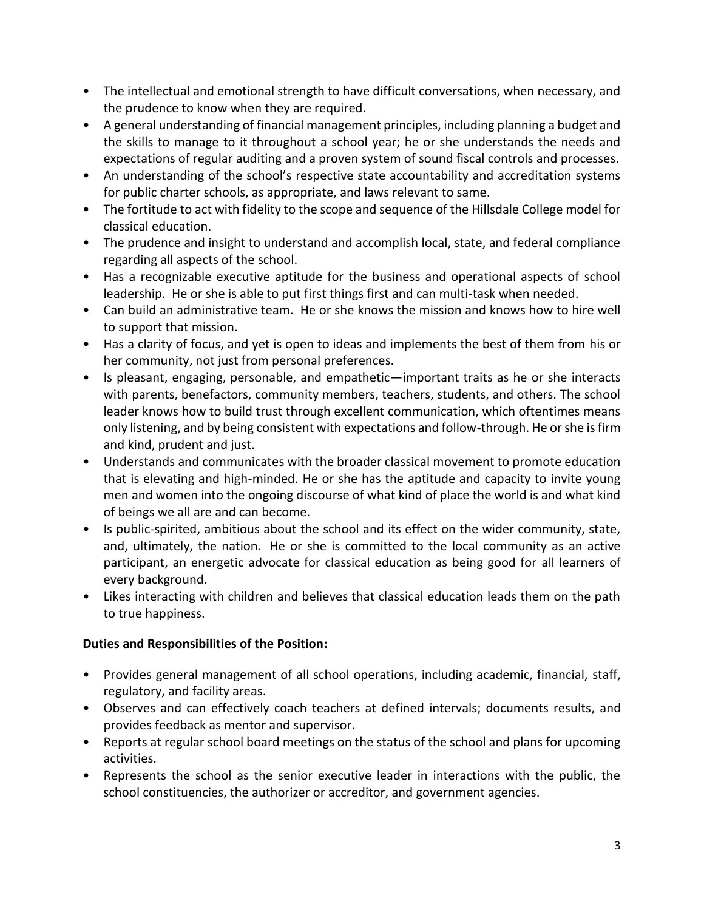- The intellectual and emotional strength to have difficult conversations, when necessary, and the prudence to know when they are required.
- A general understanding of financial management principles, including planning a budget and the skills to manage to it throughout a school year; he or she understands the needs and expectations of regular auditing and a proven system of sound fiscal controls and processes.
- An understanding of the school's respective state accountability and accreditation systems for public charter schools, as appropriate, and laws relevant to same.
- The fortitude to act with fidelity to the scope and sequence of the Hillsdale College model for classical education.
- The prudence and insight to understand and accomplish local, state, and federal compliance regarding all aspects of the school.
- Has a recognizable executive aptitude for the business and operational aspects of school leadership. He or she is able to put first things first and can multi-task when needed.
- Can build an administrative team. He or she knows the mission and knows how to hire well to support that mission.
- Has a clarity of focus, and yet is open to ideas and implements the best of them from his or her community, not just from personal preferences.
- Is pleasant, engaging, personable, and empathetic—important traits as he or she interacts with parents, benefactors, community members, teachers, students, and others. The school leader knows how to build trust through excellent communication, which oftentimes means only listening, and by being consistent with expectations and follow-through. He or she is firm and kind, prudent and just.
- Understands and communicates with the broader classical movement to promote education that is elevating and high-minded. He or she has the aptitude and capacity to invite young men and women into the ongoing discourse of what kind of place the world is and what kind of beings we all are and can become.
- Is public-spirited, ambitious about the school and its effect on the wider community, state, and, ultimately, the nation. He or she is committed to the local community as an active participant, an energetic advocate for classical education as being good for all learners of every background.
- Likes interacting with children and believes that classical education leads them on the path to true happiness.

**Duties and Responsibilities of the Position:**

- Provides general management of all school operations, including academic, financial, staff, regulatory, and facility areas.
- Observes and can effectively coach teachers at defined intervals; documents results, and provides feedback as mentor and supervisor.
- Reports at regular school board meetings on the status of the school and plans for upcoming activities.
- Represents the school as the senior executive leader in interactions with the public, the school constituencies, the authorizer or accreditor, and government agencies.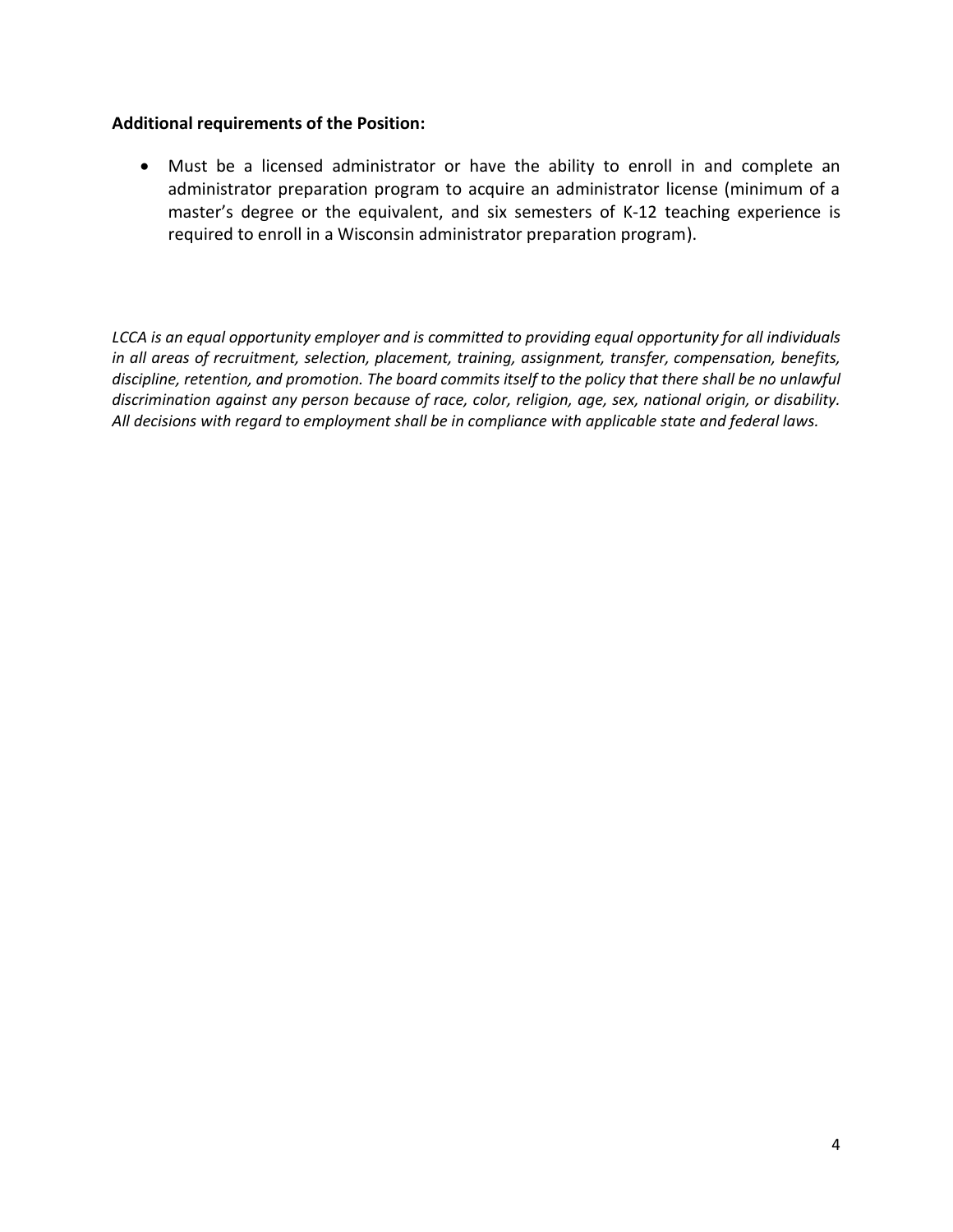**Additional requirements of the Position:**

- Must be a licensed administrator or have the ability to enroll in and complete an administrator preparation program to acquire an administrator license (minimum of a master's degree or the equivalent, and six semesters of K-12 teaching experience is required to enroll in a Wisconsin administrator preparation program).

*LCCA is an equal opportunity employer and is committed to providing equal opportunity for all individuals in all areas of recruitment, selection, placement, training, assignment, transfer, compensation, benefits, discipline, retention, and promotion. The board commits itself to the policy that there shall be no unlawful discrimination against any person because of race, color, religion, age, sex, national origin, or disability. All decisions with regard to employment shall be in compliance with applicable state and federal laws.*